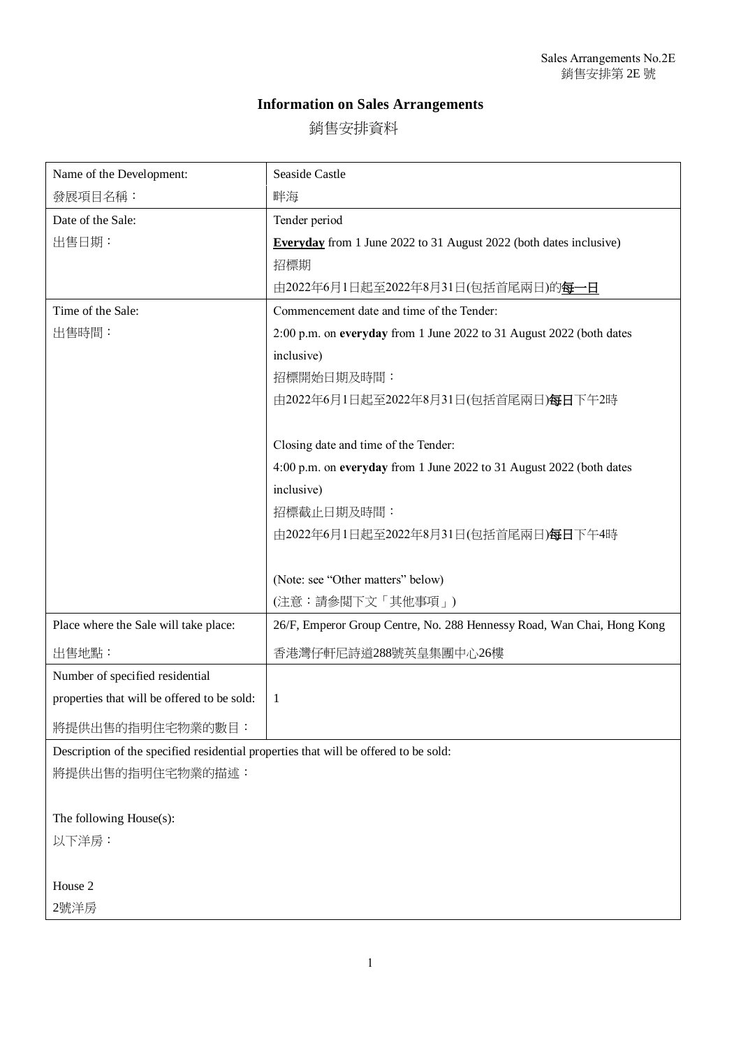Sales Arrangements No.2E
銷售安排第 2E 號

# Information on Sales Arrangements

# 銷售安排資料

| Name of the Development:<br>發展項目名稱： | Seaside Castle<br>畔海 |
|---|---|
| Date of the Sale:<br>出售日期： | Tender period<br>**Everyday** from 1 June 2022 to 31 August 2022 (both dates inclusive)<br>招標期<br>由2022年6月1日起至2022年8月31日(包括首尾兩日)的**每一日** |
| Time of the Sale:<br>出售時間： | Commencement date and time of the Tender:<br>2:00 p.m. on **everyday** from 1 June 2022 to 31 August 2022 (both dates inclusive)<br>招標開始日期及時間：<br>由2022年6月1日起至2022年8月31日(包括首尾兩日)**每日**下午2時<br><br>Closing date and time of the Tender:<br>4:00 p.m. on **everyday** from 1 June 2022 to 31 August 2022 (both dates inclusive)<br>招標截止日期及時間：<br>由2022年6月1日起至2022年8月31日(包括首尾兩日)**每日**下午4時<br><br>(Note: see "Other matters" below)<br>(注意：請參閱下文「其他事項」) |
| Place where the Sale will take place:<br>出售地點： | 26/F, Emperor Group Centre, No. 288 Hennessy Road, Wan Chai, Hong Kong<br>香港灣仔軒尼詩道288號英皇集團中心26樓 |
| Number of specified residential properties that will be offered to be sold:<br>將提供出售的指明住宅物業的數目： | 1 |

Description of the specified residential properties that will be offered to be sold:
將提供出售的指明住宅物業的描述：

The following House(s):
以下洋房：

House 2
2號洋房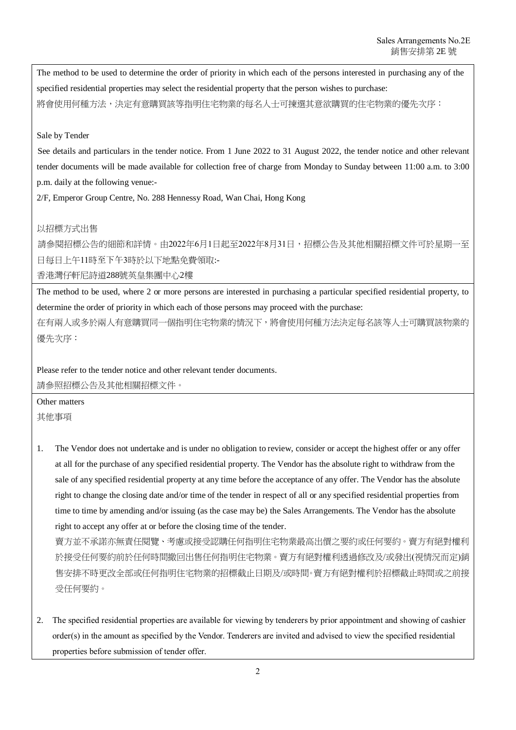The method to be used to determine the order of priority in which each of the persons interested in purchasing any of the specified residential properties may select the residential property that the person wishes to purchase:
將會使用何種方法，決定有意購買該等指明住宅物業的每名人士可揀選其意欲購買的住宅物業的優先次序：

Sale by Tender

See details and particulars in the tender notice. From 1 June 2022 to 31 August 2022, the tender notice and other relevant tender documents will be made available for collection free of charge from Monday to Sunday between 11:00 a.m. to 3:00 p.m. daily at the following venue:-

2/F, Emperor Group Centre, No. 288 Hennessy Road, Wan Chai, Hong Kong

以招標方式出售

請參閱招標公告的細節和詳情。由2022年6月1日起至2022年8月31日，招標公告及其他相關招標文件可於星期一至日每日上午11時至下午3時於以下地點免費領取:-

香港灣仔軒尼詩道288號英皇集團中心2樓

The method to be used, where 2 or more persons are interested in purchasing a particular specified residential property, to determine the order of priority in which each of those persons may proceed with the purchase:
在有兩人或多於兩人有意購買同一個指明住宅物業的情況下，將會使用何種方法決定每名該等人士可購買該物業的優先次序：

Please refer to the tender notice and other relevant tender documents.
請參照招標公告及其他相關招標文件。

Other matters
其他事項

1. The Vendor does not undertake and is under no obligation to review, consider or accept the highest offer or any offer at all for the purchase of any specified residential property. The Vendor has the absolute right to withdraw from the sale of any specified residential property at any time before the acceptance of any offer. The Vendor has the absolute right to change the closing date and/or time of the tender in respect of all or any specified residential properties from time to time by amending and/or issuing (as the case may be) the Sales Arrangements. The Vendor has the absolute right to accept any offer at or before the closing time of the tender.
   賣方並不承諾亦無責任閱覽、考慮或接受認購任何指明住宅物業最高出價之要約或任何要約。賣方有絕對權利於接受任何要約前於任何時間撤回出售任何指明住宅物業。賣方有絕對權利透過修改及/或發出(視情況而定)銷售安排不時更改全部或任何指明住宅物業的招標截止日期及/或時間。賣方有絕對權利於招標截止時間或之前接受任何要約。

2. The specified residential properties are available for viewing by tenderers by prior appointment and showing of cashier order(s) in the amount as specified by the Vendor. Tenderers are invited and advised to view the specified residential properties before submission of tender offer.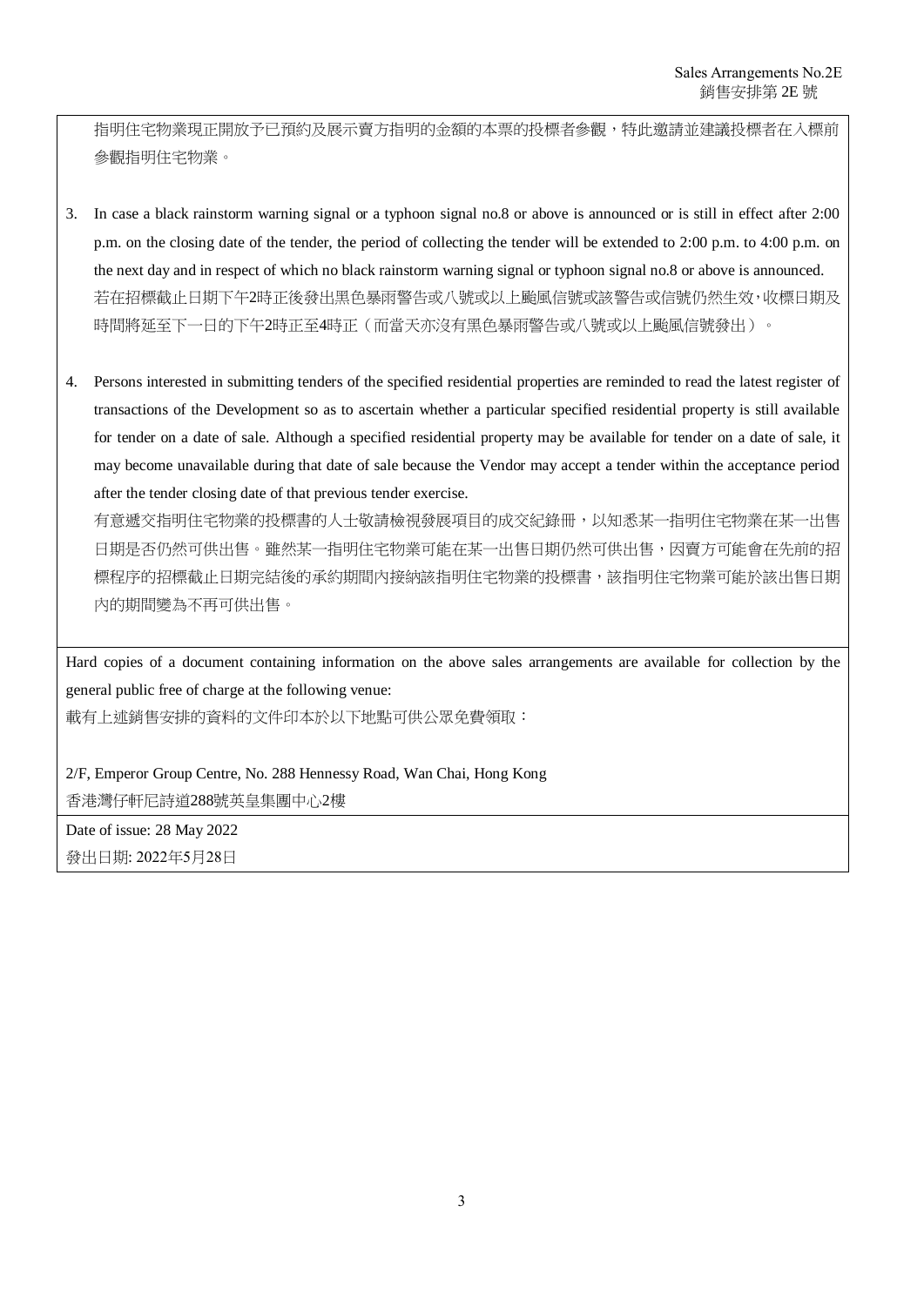指明住宅物業現正開放予已預約及展示賣方指明的金額的本票的投標者參觀，特此邀請並建議投標者在入標前參觀指明住宅物業。

3. In case a black rainstorm warning signal or a typhoon signal no.8 or above is announced or is still in effect after 2:00 p.m. on the closing date of the tender, the period of collecting the tender will be extended to 2:00 p.m. to 4:00 p.m. on the next day and in respect of which no black rainstorm warning signal or typhoon signal no.8 or above is announced.
若在招標截止日期下午2時正後發出黑色暴雨警告或八號或以上颱風信號或該警告或信號仍然生效，收標日期及時間將延至下一日的下午2時正至4時正（而當天亦沒有黑色暴雨警告或八號或以上颱風信號發出）。

4. Persons interested in submitting tenders of the specified residential properties are reminded to read the latest register of transactions of the Development so as to ascertain whether a particular specified residential property is still available for tender on a date of sale. Although a specified residential property may be available for tender on a date of sale, it may become unavailable during that date of sale because the Vendor may accept a tender within the acceptance period after the tender closing date of that previous tender exercise.
有意遞交指明住宅物業的投標書的人士敬請檢視發展項目的成交紀錄冊，以知悉某一指明住宅物業在某一出售日期是否仍然可供出售。雖然某一指明住宅物業可能在某一出售日期仍然可供出售，因賣方可能會在先前的招標程序的招標截止日期完結後的承約期間內接納該指明住宅物業的投標書，該指明住宅物業可能於該出售日期內的期間變為不再可供出售。

Hard copies of a document containing information on the above sales arrangements are available for collection by the general public free of charge at the following venue:
載有上述銷售安排的資料的文件印本於以下地點可供公眾免費領取：

2/F, Emperor Group Centre, No. 288 Hennessy Road, Wan Chai, Hong Kong
香港灣仔軒尼詩道288號英皇集團中心2樓

Date of issue: 28 May 2022
發出日期: 2022年5月28日